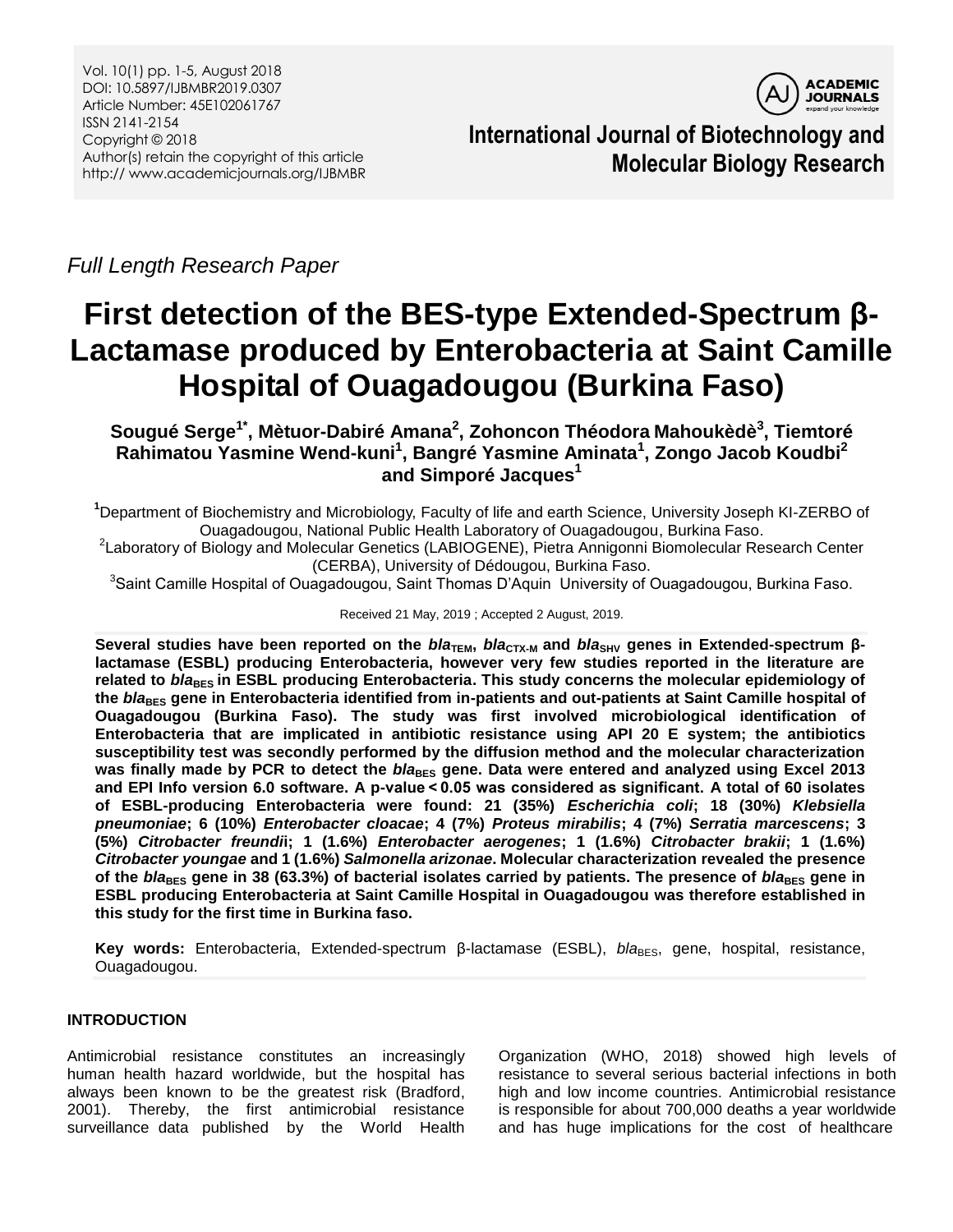*Full Length Research Paper*

# First detection of the BES-type Extended-Spectrum β-Lactamase produced by Enterobacteria at Saint Camille Hospital of Ouagadougou (Burkina Faso)

**Sougué Serge[1*], Mètuor-Dabiré Amana[2], Zohoncon Théodora Mahoukèdè[3], Tiemtoré Rahimatou Yasmine Wend-kuni[1], Bangré Yasmine Aminata[1], Zongo Jacob Koudbi[2] and Simporé Jacques[1]**

[1]Department of Biochemistry and Microbiology, Faculty of life and earth Science, University Joseph KI-ZERBO of Ouagadougou, National Public Health Laboratory of Ouagadougou, Burkina Faso.

[2]Laboratory of Biology and Molecular Genetics (LABIOGENE), Pietra Annigonni Biomolecular Research Center (CERBA), University of Dédougou, Burkina Faso.

[3]Saint Camille Hospital of Ouagadougou, Saint Thomas D'Aquin University of Ouagadougou, Burkina Faso.

Received 21 May, 2019 ; Accepted 2 August, 2019.

**Several studies have been reported on the *bla*$_{TEM}$, *bla*$_{CTX-M}$ and *bla*$_{SHV}$ genes in Extended-spectrum β-lactamase (ESBL) producing Enterobacteria, however very few studies reported in the literature are related to *bla*$_{BES}$ in ESBL producing Enterobacteria. This study concerns the molecular epidemiology of the *bla*$_{BES}$ gene in Enterobacteria identified from in-patients and out-patients at Saint Camille hospital of Ouagadougou (Burkina Faso). The study was first involved microbiological identification of Enterobacteria that are implicated in antibiotic resistance using API 20 E system; the antibiotics susceptibility test was secondly performed by the diffusion method and the molecular characterization was finally made by PCR to detect the *bla*$_{BES}$ gene. Data were entered and analyzed using Excel 2013 and EPI Info version 6.0 software. A p-value < 0.05 was considered as significant. A total of 60 isolates of ESBL-producing Enterobacteria were found: 21 (35%) *Escherichia coli*; 18 (30%) *Klebsiella pneumoniae*; 6 (10%) *Enterobacter cloacae*; 4 (7%) *Proteus mirabilis*; 4 (7%) *Serratia marcescens*; 3 (5%) *Citrobacter freundii*; 1 (1.6%) *Enterobacter aerogenes*; 1 (1.6%) *Citrobacter brakii*; 1 (1.6%) *Citrobacter youngae* and 1 (1.6%) *Salmonella arizonae*. Molecular characterization revealed the presence of the *bla*$_{BES}$ gene in 38 (63.3%) of bacterial isolates carried by patients. The presence of *bla*$_{BES}$ gene in ESBL producing Enterobacteria at Saint Camille Hospital in Ouagadougou was therefore established in this study for the first time in Burkina faso.**

**Key words:** Enterobacteria, Extended-spectrum β-lactamase (ESBL), *bla*$_{BES}$, gene, hospital, resistance, Ouagadougou.

## INTRODUCTION

Antimicrobial resistance constitutes an increasingly human health hazard worldwide, but the hospital has always been known to be the greatest risk (Bradford, 2001). Thereby, the first antimicrobial resistance surveillance data published by the World Health Organization (WHO, 2018) showed high levels of resistance to several serious bacterial infections in both high and low income countries. Antimicrobial resistance is responsible for about 700,000 deaths a year worldwide and has huge implications for the cost of healthcare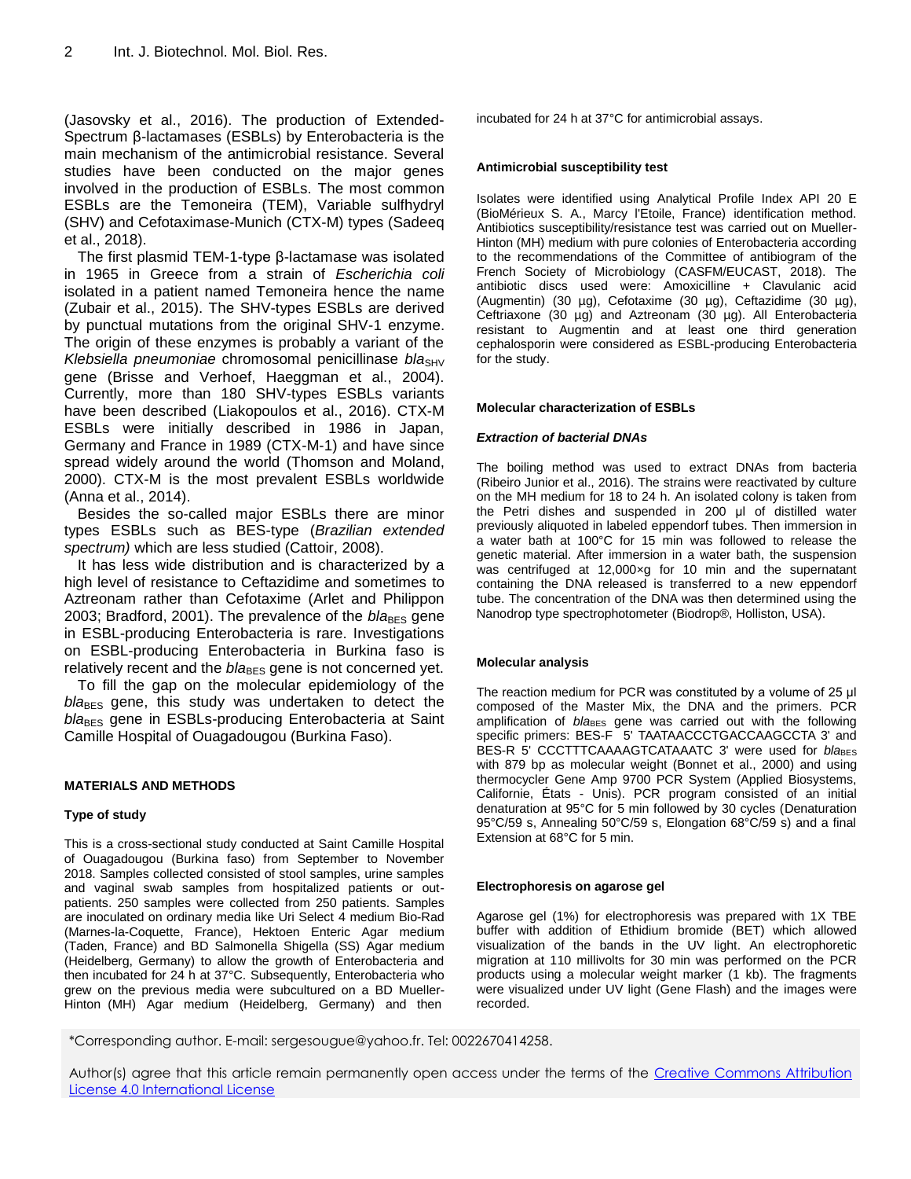(Jasovsky et al., 2016). The production of Extended-Spectrum β-lactamases (ESBLs) by Enterobacteria is the main mechanism of the antimicrobial resistance. Several studies have been conducted on the major genes involved in the production of ESBLs. The most common ESBLs are the Temoneira (TEM), Variable sulfhydryl (SHV) and Cefotaximase-Munich (CTX-M) types (Sadeeq et al., 2018).

The first plasmid TEM-1-type β-lactamase was isolated in 1965 in Greece from a strain of *Escherichia coli* isolated in a patient named Temoneira hence the name (Zubair et al., 2015). The SHV-types ESBLs are derived by punctual mutations from the original SHV-1 enzyme. The origin of these enzymes is probably a variant of the *Klebsiella pneumoniae* chromosomal penicillinase $bla_{SHV}$ gene (Brisse and Verhoef, Haeggman et al., 2004). Currently, more than 180 SHV-types ESBLs variants have been described (Liakopoulos et al., 2016). CTX-M ESBLs were initially described in 1986 in Japan, Germany and France in 1989 (CTX-M-1) and have since spread widely around the world (Thomson and Moland, 2000). CTX-M is the most prevalent ESBLs worldwide (Anna et al., 2014).

Besides the so-called major ESBLs there are minor types ESBLs such as BES-type (*Brazilian extended spectrum)* which are less studied (Cattoir, 2008).

It has less wide distribution and is characterized by a high level of resistance to Ceftazidime and sometimes to Aztreonam rather than Cefotaxime (Arlet and Philippon 2003; Bradford, 2001). The prevalence of the $bla_{BES}$ gene in ESBL-producing Enterobacteria is rare. Investigations on ESBL-producing Enterobacteria in Burkina faso is relatively recent and the $bla_{BES}$ gene is not concerned yet.

To fill the gap on the molecular epidemiology of the $bla_{BES}$ gene, this study was undertaken to detect the $bla_{BES}$ gene in ESBLs-producing Enterobacteria at Saint Camille Hospital of Ouagadougou (Burkina Faso).

## MATERIALS AND METHODS

### Type of study

This is a cross-sectional study conducted at Saint Camille Hospital of Ouagadougou (Burkina faso) from September to November 2018. Samples collected consisted of stool samples, urine samples and vaginal swab samples from hospitalized patients or out-patients. 250 samples were collected from 250 patients. Samples are inoculated on ordinary media like Uri Select 4 medium Bio-Rad (Marnes-la-Coquette, France), Hektoen Enteric Agar medium (Taden, France) and BD Salmonella Shigella (SS) Agar medium (Heidelberg, Germany) to allow the growth of Enterobacteria and then incubated for 24 h at 37°C. Subsequently, Enterobacteria who grew on the previous media were subcultured on a BD Mueller-Hinton (MH) Agar medium (Heidelberg, Germany) and then incubated for 24 h at 37°C for antimicrobial assays.

### Antimicrobial susceptibility test

Isolates were identified using Analytical Profile Index API 20 E (BioMérieux S. A., Marcy l'Etoile, France) identification method. Antibiotics susceptibility/resistance test was carried out on Mueller-Hinton (MH) medium with pure colonies of Enterobacteria according to the recommendations of the Committee of antibiogram of the French Society of Microbiology (CASFM/EUCAST, 2018). The antibiotic discs used were: Amoxicilline + Clavulanic acid (Augmentin) (30 µg), Cefotaxime (30 µg), Ceftazidime (30 µg), Ceftriaxone (30 µg) and Aztreonam (30 µg). All Enterobacteria resistant to Augmentin and at least one third generation cephalosporin were considered as ESBL-producing Enterobacteria for the study.

### Molecular characterization of ESBLs

#### *Extraction of bacterial DNAs*

The boiling method was used to extract DNAs from bacteria (Ribeiro Junior et al., 2016). The strains were reactivated by culture on the MH medium for 18 to 24 h. An isolated colony is taken from the Petri dishes and suspended in 200 µl of distilled water previously aliquoted in labeled eppendorf tubes. Then immersion in a water bath at 100°C for 15 min was followed to release the genetic material. After immersion in a water bath, the suspension was centrifuged at 12,000×g for 10 min and the supernatant containing the DNA released is transferred to a new eppendorf tube. The concentration of the DNA was then determined using the Nanodrop type spectrophotometer (Biodrop®, Holliston, USA).

### Molecular analysis

The reaction medium for PCR was constituted by a volume of 25 µl composed of the Master Mix, the DNA and the primers. PCR amplification of $bla_{BES}$ gene was carried out with the following specific primers: BES-F 5' TAATAACCCTGACCAAGCCTA 3' and BES-R 5' CCCTTTCAAAAGTCATAAATC 3' were used for $bla_{BES}$ with 879 bp as molecular weight (Bonnet et al., 2000) and using thermocycler Gene Amp 9700 PCR System (Applied Biosystems, Californie, États - Unis). PCR program consisted of an initial denaturation at 95°C for 5 min followed by 30 cycles (Denaturation 95°C/59 s, Annealing 50°C/59 s, Elongation 68°C/59 s) and a final Extension at 68°C for 5 min.

### Electrophoresis on agarose gel

Agarose gel (1%) for electrophoresis was prepared with 1X TBE buffer with addition of Ethidium bromide (BET) which allowed visualization of the bands in the UV light. An electrophoretic migration at 110 millivolts for 30 min was performed on the PCR products using a molecular weight marker (1 kb). The fragments were visualized under UV light (Gene Flash) and the images were recorded.

*Corresponding author. E-mail: sergesougue@yahoo.fr. Tel: 0022670414258.

Author(s) agree that this article remain permanently open access under the terms of the Creative Commons Attribution License 4.0 International License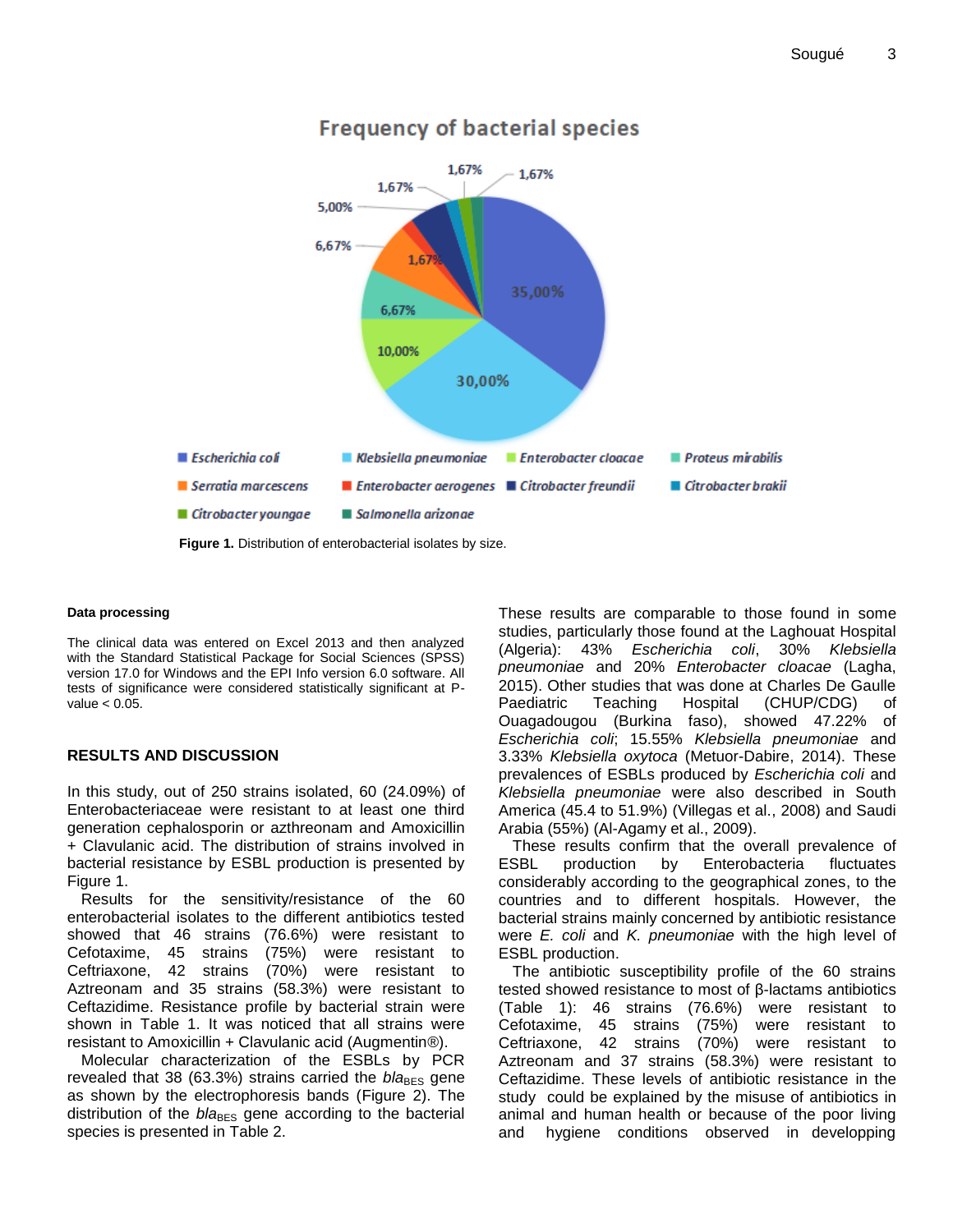**Figure 1.** Distribution of enterobacterial isolates by size.

#### Data processing

The clinical data was entered on Excel 2013 and then analyzed with the Standard Statistical Package for Social Sciences (SPSS) version 17.0 for Windows and the EPI Info version 6.0 software. All tests of significance were considered statistically significant at P-value < 0.05.

## RESULTS AND DISCUSSION

In this study, out of 250 strains isolated, 60 (24.09%) of Enterobacteriaceae were resistant to at least one third generation cephalosporin or azthreonam and Amoxicillin + Clavulanic acid. The distribution of strains involved in bacterial resistance by ESBL production is presented by Figure 1.

Results for the sensitivity/resistance of the 60 enterobacterial isolates to the different antibiotics tested showed that 46 strains (76.6%) were resistant to Cefotaxime, 45 strains (75%) were resistant to Ceftriaxone, 42 strains (70%) were resistant to Aztreonam and 35 strains (58.3%) were resistant to Ceftazidime. Resistance profile by bacterial strain were shown in Table 1. It was noticed that all strains were resistant to Amoxicillin + Clavulanic acid (Augmentin®).

Molecular characterization of the ESBLs by PCR revealed that 38 (63.3%) strains carried the $bla_{BES}$ gene as shown by the electrophoresis bands (Figure 2). The distribution of the $bla_{BES}$ gene according to the bacterial species is presented in Table 2.

These results are comparable to those found in some studies, particularly those found at the Laghouat Hospital (Algeria): 43% *Escherichia coli*, 30% *Klebsiella pneumoniae* and 20% *Enterobacter cloacae* (Lagha, 2015). Other studies that was done at Charles De Gaulle Paediatric Teaching Hospital (CHUP/CDG) of Ouagadougou (Burkina faso), showed 47.22% of *Escherichia coli*; 15.55% *Klebsiella pneumoniae* and 3.33% *Klebsiella oxytoca* (Metuor-Dabire, 2014). These prevalences of ESBLs produced by *Escherichia coli* and *Klebsiella pneumoniae* were also described in South America (45.4 to 51.9%) (Villegas et al., 2008) and Saudi Arabia (55%) (Al-Agamy et al., 2009).

These results confirm that the overall prevalence of ESBL production by Enterobacteria fluctuates considerably according to the geographical zones, to the countries and to different hospitals. However, the bacterial strains mainly concerned by antibiotic resistance were *E. coli* and *K. pneumoniae* with the high level of ESBL production.

The antibiotic susceptibility profile of the 60 strains tested showed resistance to most of β-lactams antibiotics (Table 1): 46 strains (76.6%) were resistant to Cefotaxime, 45 strains (75%) were resistant to Ceftriaxone, 42 strains (70%) were resistant to Aztreonam and 37 strains (58.3%) were resistant to Ceftazidime. These levels of antibiotic resistance in the study could be explained by the misuse of antibiotics in animal and human health or because of the poor living and hygiene conditions observed in developping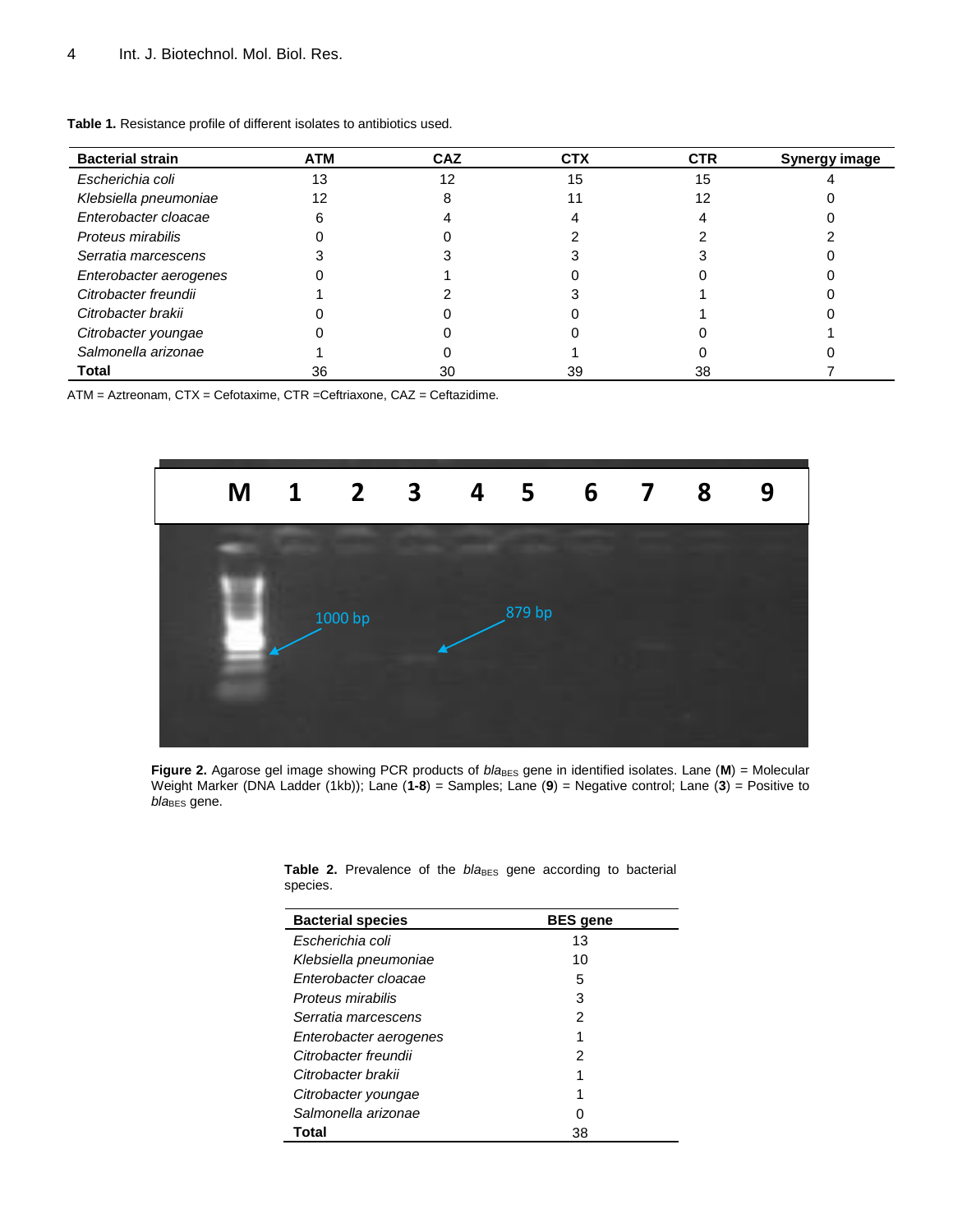**Table 1.** Resistance profile of different isolates to antibiotics used.

| Bacterial strain | ATM | CAZ | CTX | CTR | Synergy image |
|---|---|---|---|---|---|
| *Escherichia coli* | 13 | 12 | 15 | 15 | 4 |
| *Klebsiella pneumoniae* | 12 | 8 | 11 | 12 | 0 |
| *Enterobacter cloacae* | 6 | 4 | 4 | 4 | 0 |
| *Proteus mirabilis* | 0 | 0 | 2 | 2 | 2 |
| *Serratia marcescens* | 3 | 3 | 3 | 3 | 0 |
| *Enterobacter aerogenes* | 0 | 1 | 0 | 0 | 0 |
| *Citrobacter freundii* | 1 | 2 | 3 | 1 | 0 |
| *Citrobacter brakii* | 0 | 0 | 0 | 1 | 0 |
| *Citrobacter youngae* | 0 | 0 | 0 | 0 | 1 |
| *Salmonella arizonae* | 1 | 0 | 1 | 0 | 0 |
| **Total** | 36 | 30 | 39 | 38 | 7 |

ATM = Aztreonam, CTX = Cefotaxime, CTR =Ceftriaxone, CAZ = Ceftazidime.

**Figure 2.** Agarose gel image showing PCR products of $bla_{BES}$ gene in identified isolates. Lane (**M**) = Molecular Weight Marker (DNA Ladder (1kb)); Lane (**1-8**) = Samples; Lane (**9**) = Negative control; Lane (**3**) = Positive to $bla_{BES}$ gene.

**Table 2.** Prevalence of the $bla_{BES}$ gene according to bacterial species.

| Bacterial species | BES gene |
|---|---|
| *Escherichia coli* | 13 |
| *Klebsiella pneumoniae* | 10 |
| *Enterobacter cloacae* | 5 |
| *Proteus mirabilis* | 3 |
| *Serratia marcescens* | 2 |
| *Enterobacter aerogenes* | 1 |
| *Citrobacter freundii* | 2 |
| *Citrobacter brakii* | 1 |
| *Citrobacter youngae* | 1 |
| *Salmonella arizonae* | 0 |
| **Total** | 38 |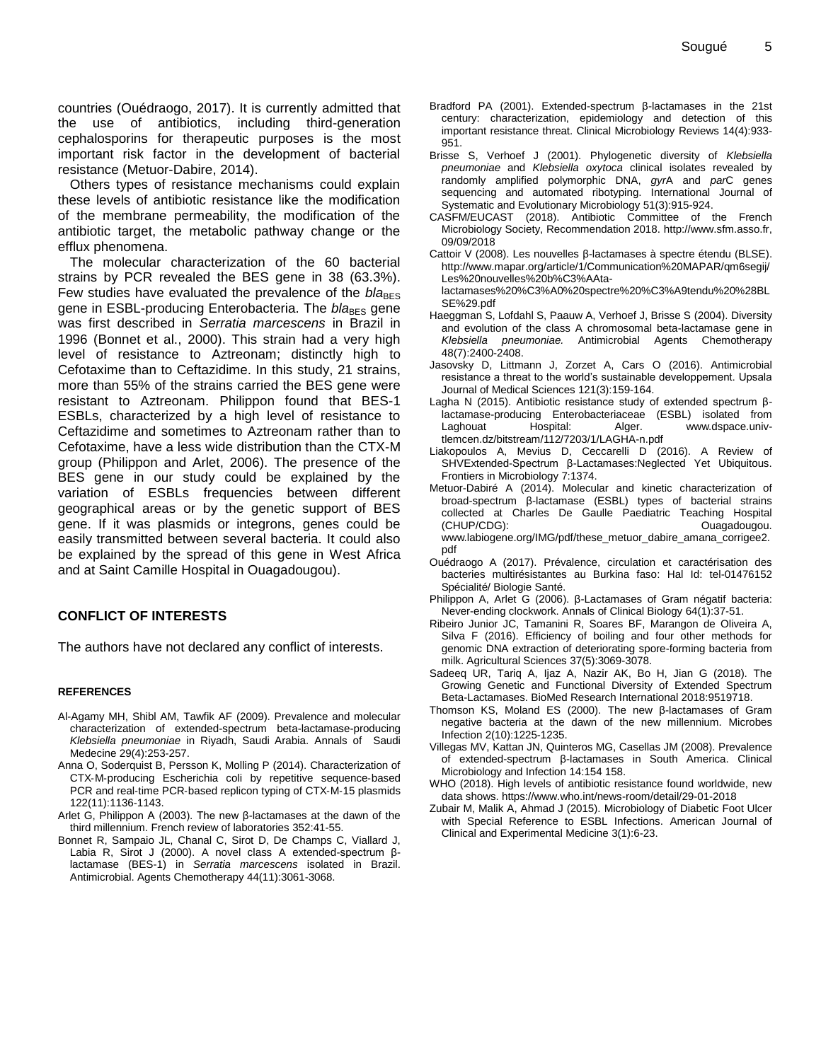countries (Ouédraogo, 2017). It is currently admitted that the use of antibiotics, including third-generation cephalosporins for therapeutic purposes is the most important risk factor in the development of bacterial resistance (Metuor-Dabire, 2014).

Others types of resistance mechanisms could explain these levels of antibiotic resistance like the modification of the membrane permeability, the modification of the antibiotic target, the metabolic pathway change or the efflux phenomena.

The molecular characterization of the 60 bacterial strains by PCR revealed the BES gene in 38 (63.3%). Few studies have evaluated the prevalence of the *bla*$_{BES}$ gene in ESBL-producing Enterobacteria. The *bla*$_{BES}$ gene was first described in *Serratia marcescens* in Brazil in 1996 (Bonnet et al., 2000). This strain had a very high level of resistance to Aztreonam; distinctly high to Cefotaxime than to Ceftazidime. In this study, 21 strains, more than 55% of the strains carried the BES gene were resistant to Aztreonam. Philippon found that BES-1 ESBLs, characterized by a high level of resistance to Ceftazidime and sometimes to Aztreonam rather than to Cefotaxime, have a less wide distribution than the CTX-M group (Philippon and Arlet, 2006). The presence of the BES gene in our study could be explained by the variation of ESBLs frequencies between different geographical areas or by the genetic support of BES gene. If it was plasmids or integrons, genes could be easily transmitted between several bacteria. It could also be explained by the spread of this gene in West Africa and at Saint Camille Hospital in Ouagadougou).

## CONFLICT OF INTERESTS

The authors have not declared any conflict of interests.

## REFERENCES

Al-Agamy MH, Shibl AM, Tawfik AF (2009). Prevalence and molecular characterization of extended-spectrum beta-lactamase-producing *Klebsiella pneumoniae* in Riyadh, Saudi Arabia. Annals of Saudi Medecine 29(4):253-257.

Anna O, Soderquist B, Persson K, Molling P (2014). Characterization of CTX-M-producing Escherichia coli by repetitive sequence-based PCR and real-time PCR-based replicon typing of CTX-M-15 plasmids 122(11):1136-1143.

Arlet G, Philippon A (2003). The new β-lactamases at the dawn of the third millennium. French review of laboratories 352:41-55.

Bonnet R, Sampaio JL, Chanal C, Sirot D, De Champs C, Viallard J, Labia R, Sirot J (2000). A novel class A extended-spectrum β-lactamase (BES-1) in *Serratia marcescens* isolated in Brazil. Antimicrobial. Agents Chemotherapy 44(11):3061-3068.

Bradford PA (2001). Extended-spectrum β-lactamases in the 21st century: characterization, epidemiology and detection of this important resistance threat. Clinical Microbiology Reviews 14(4):933-951.

Brisse S, Verhoef J (2001). Phylogenetic diversity of *Klebsiella pneumoniae* and *Klebsiella oxytoca* clinical isolates revealed by randomly amplified polymorphic DNA, *gyr*A and *par*C genes sequencing and automated ribotyping. International Journal of Systematic and Evolutionary Microbiology 51(3):915-924.

CASFM/EUCAST (2018). Antibiotic Committee of the French Microbiology Society, Recommendation 2018. http://www.sfm.asso.fr, 09/09/2018

Cattoir V (2008). Les nouvelles β-lactamases à spectre étendu (BLSE). http://www.mapar.org/article/1/Communication%20MAPAR/qm6segij/Les%20nouvelles%20b%C3%AAta-lactamases%20%C3%A0%20spectre%20%C3%A9tendu%20%28BLSE%29.pdf

Haeggman S, Lofdahl S, Paauw A, Verhoef J, Brisse S (2004). Diversity and evolution of the class A chromosomal beta-lactamase gene in *Klebsiella pneumoniae.* Antimicrobial Agents Chemotherapy 48(7):2400-2408.

Jasovsky D, Littmann J, Zorzet A, Cars O (2016). Antimicrobial resistance a threat to the world's sustainable developpement. Upsala Journal of Medical Sciences 121(3):159-164.

Lagha N (2015). Antibiotic resistance study of extended spectrum β-lactamase-producing Enterobacteriaceae (ESBL) isolated from Laghouat Hospital: Alger. www.dspace.univ-tlemcen.dz/bitstream/112/7203/1/LAGHA-n.pdf

Liakopoulos A, Mevius D, Ceccarelli D (2016). A Review of SHVExtended-Spectrum β-Lactamases:Neglected Yet Ubiquitous. Frontiers in Microbiology 7:1374.

Metuor-Dabiré A (2014). Molecular and kinetic characterization of broad-spectrum β-lactamase (ESBL) types of bacterial strains collected at Charles De Gaulle Paediatric Teaching Hospital (CHUP/CDG): Ouagadougou. www.labiogene.org/IMG/pdf/these_metuor_dabire_amana_corrigee2.pdf

Ouédraogo A (2017). Prévalence, circulation et caractérisation des bacteries multirésistantes au Burkina faso: Hal Id: tel-01476152 Spécialité/ Biologie Santé.

Philippon A, Arlet G (2006). β-Lactamases of Gram négatif bacteria: Never-ending clockwork. Annals of Clinical Biology 64(1):37-51.

Ribeiro Junior JC, Tamanini R, Soares BF, Marangon de Oliveira A, Silva F (2016). Efficiency of boiling and four other methods for genomic DNA extraction of deteriorating spore-forming bacteria from milk. Agricultural Sciences 37(5):3069-3078.

Sadeeq UR, Tariq A, Ijaz A, Nazir AK, Bo H, Jian G (2018). The Growing Genetic and Functional Diversity of Extended Spectrum Beta-Lactamases. BioMed Research International 2018:9519718.

Thomson KS, Moland ES (2000). The new β-lactamases of Gram negative bacteria at the dawn of the new millennium. Microbes Infection 2(10):1225-1235.

Villegas MV, Kattan JN, Quinteros MG, Casellas JM (2008). Prevalence of extended-spectrum β-lactamases in South America. Clinical Microbiology and Infection 14:154 158.

WHO (2018). High levels of antibiotic resistance found worldwide, new data shows. https://www.who.int/news-room/detail/29-01-2018

Zubair M, Malik A, Ahmad J (2015). Microbiology of Diabetic Foot Ulcer with Special Reference to ESBL Infections. American Journal of Clinical and Experimental Medicine 3(1):6-23.